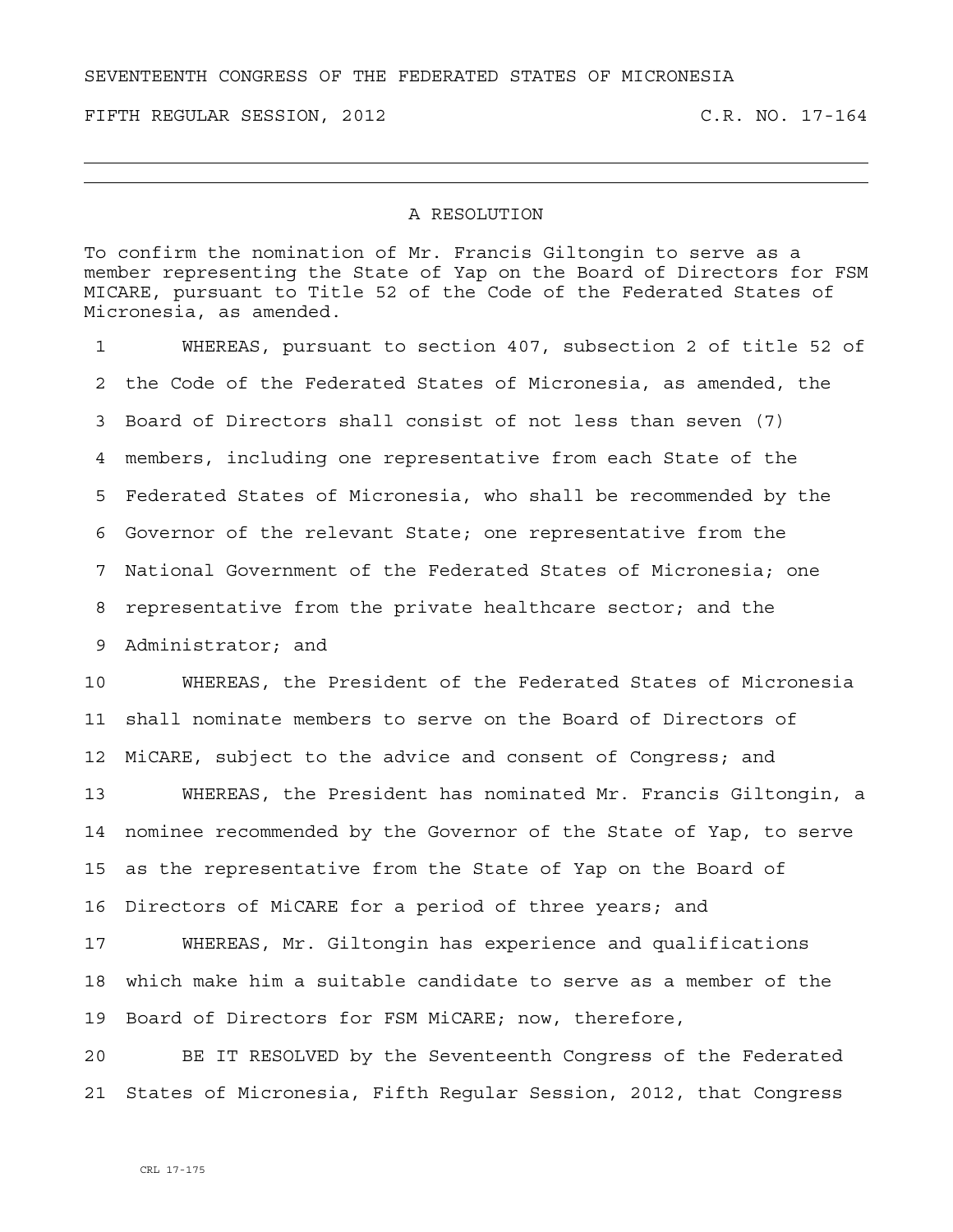SEVENTEENTH CONGRESS OF THE FEDERATED STATES OF MICRONESIA

FIFTH REGULAR SESSION, 2012 C.R. NO. 17-164

---

## A RESOLUTION

To confirm the nomination of Mr. Francis Giltongin to serve as a member representing the State of Yap on the Board of Directors for FSM MICARE, pursuant to Title 52 of the Code of the Federated States of Micronesia, as amended.

1 WHEREAS, pursuant to section 407, subsection 2 of title 52 of
2 the Code of the Federated States of Micronesia, as amended, the
3 Board of Directors shall consist of not less than seven (7)
4 members, including one representative from each State of the
5 Federated States of Micronesia, who shall be recommended by the
6 Governor of the relevant State; one representative from the
7 National Government of the Federated States of Micronesia; one
8 representative from the private healthcare sector; and the
9 Administrator; and

10 WHEREAS, the President of the Federated States of Micronesia
11 shall nominate members to serve on the Board of Directors of
12 MiCARE, subject to the advice and consent of Congress; and

13 WHEREAS, the President has nominated Mr. Francis Giltongin, a
14 nominee recommended by the Governor of the State of Yap, to serve
15 as the representative from the State of Yap on the Board of
16 Directors of MiCARE for a period of three years; and

17 WHEREAS, Mr. Giltongin has experience and qualifications
18 which make him a suitable candidate to serve as a member of the
19 Board of Directors for FSM MiCARE; now, therefore,

20 BE IT RESOLVED by the Seventeenth Congress of the Federated
21 States of Micronesia, Fifth Regular Session, 2012, that Congress

CRL 17-175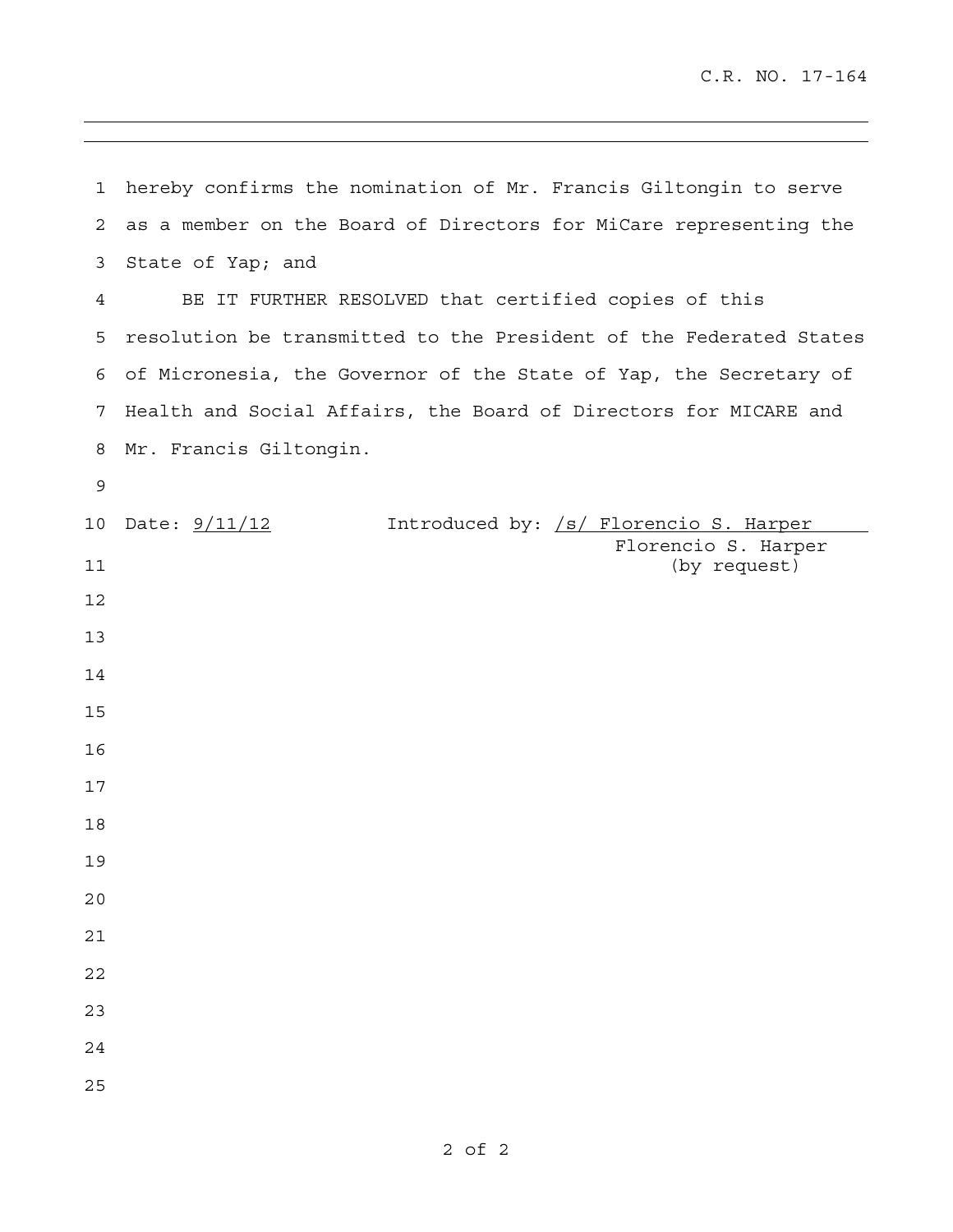hereby confirms the nomination of Mr. Francis Giltongin to serve as a member on the Board of Directors for MiCare representing the State of Yap; and

BE IT FURTHER RESOLVED that certified copies of this resolution be transmitted to the President of the Federated States of Micronesia, the Governor of the State of Yap, the Secretary of Health and Social Affairs, the Board of Directors for MICARE and Mr. Francis Giltongin.

Date: 9/11/12

Introduced by: /s/ Florencio S. Harper
Florencio S. Harper
(by request)